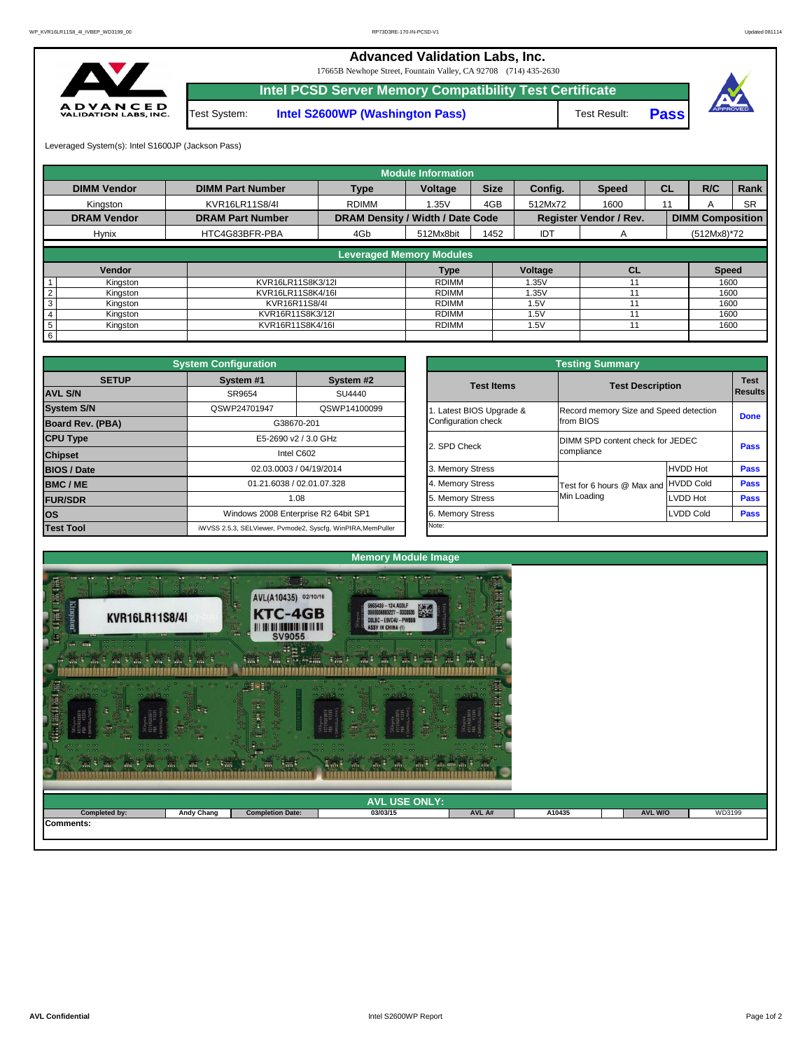# Advanced Validation Labs, Inc.

17665B Newhope Street, Fountain Valley, CA 92708 (714) 435-2630

## Intel PCSD Server Memory Compatibility Test Certificate

Test System: **Intel S2600WP (Washington Pass)** Test Result: **Pass**

Leveraged System(s): Intel S1600JP (Jackson Pass)

### Module Information

| DIMM Vendor | DIMM Part Number | Type | Voltage | Size | Config. | Speed | CL | R/C | Rank |
|---|---|---|---|---|---|---|---|---|---|
| Kingston | KVR16LR11S8/4I | RDIMM | 1.35V | 4GB | 512Mx72 | 1600 | 11 | A | SR |
| **DRAM Vendor** | **DRAM Part Number** | **DRAM Density / Width / Date Code** | | | **Register Vendor / Rev.** | | **DIMM Composition** | | |
| Hynix | HTC4G83BFR-PBA | 4Gb | 512Mx8bit | 1452 | IDT | A | (512Mx8)*72 | | |

### Leveraged Memory Modules

| | Vendor | | Type | Voltage | CL | Speed |
|---|---|---|---|---|---|---|
| 1 | Kingston | KVR16LR11S8K3/12I | RDIMM | 1.35V | 11 | 1600 |
| 2 | Kingston | KVR16LR11S8K4/16I | RDIMM | 1.35V | 11 | 1600 |
| 3 | Kingston | KVR16R11S8/4I | RDIMM | 1.5V | 11 | 1600 |
| 4 | Kingston | KVR16R11S8K3/12I | RDIMM | 1.5V | 11 | 1600 |
| 5 | Kingston | KVR16R11S8K4/16I | RDIMM | 1.5V | 11 | 1600 |
| 6 | | | | | | |

### System Configuration

| SETUP | System #1 | System #2 |
|---|---|---|
| AVL S/N | SR9654 | SU4440 |
| System S/N | QSWP24701947 | QSWP14100099 |
| Board Rev. (PBA) | G38670-201 | |
| CPU Type | E5-2690 v2 / 3.0 GHz | |
| Chipset | Intel C602 | |
| BIOS / Date | 02.03.0003 / 04/19/2014 | |
| BMC / ME | 01.21.6038 / 02.01.07.328 | |
| FUR/SDR | 1.08 | |
| OS | Windows 2008 Enterprise R2 64bit SP1 | |
| Test Tool | iWVSS 2.5.3, SELViewer, Pvmode2, Syscfg, WinPIRA,MemPuller | |

### Testing Summary

| Test Items | Test Description | | Test Results |
|---|---|---|---|
| 1. Latest BIOS Upgrade & Configuration check | Record memory Size and Speed detection from BIOS | | Done |
| 2. SPD Check | DIMM SPD content check for JEDEC compliance | | Pass |
| 3. Memory Stress | Test for 6 hours @ Max and Min Loading | HVDD Hot | Pass |
| 4. Memory Stress | | HVDD Cold | Pass |
| 5. Memory Stress | | LVDD Hot | Pass |
| 6. Memory Stress | | LVDD Cold | Pass |
| Note: | | | |

### Memory Module Image

### AVL USE ONLY:

| Completed by: | Andy Chang | Completion Date: | 03/03/15 | AVL A# | A10435 | AVL W/O | WD3199 |
|---|---|---|---|---|---|---|---|

**Comments:**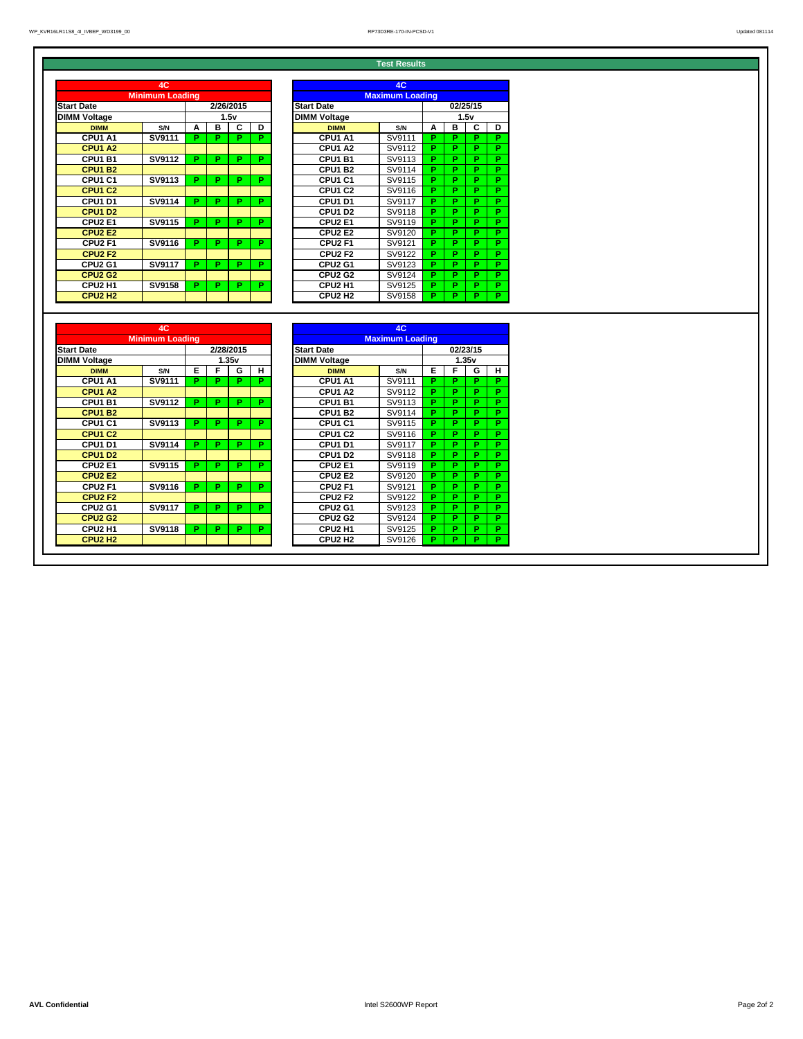## Test Results

| 4C Minimum Loading | | | | | |
|---|---|---|---|---|---|
| Start Date | | 2/26/2015 | | | |
| DIMM Voltage | | 1.5v | | | |
| DIMM | S/N | A | B | C | D |
| CPU1 A1 | SV9111 | P | P | P | P |
| CPU1 A2 | | | | | |
| CPU1 B1 | SV9112 | P | P | P | P |
| CPU1 B2 | | | | | |
| CPU1 C1 | SV9113 | P | P | P | P |
| CPU1 C2 | | | | | |
| CPU1 D1 | SV9114 | P | P | P | P |
| CPU1 D2 | | | | | |
| CPU2 E1 | SV9115 | P | P | P | P |
| CPU2 E2 | | | | | |
| CPU2 F1 | SV9116 | P | P | P | P |
| CPU2 F2 | | | | | |
| CPU2 G1 | SV9117 | P | P | P | P |
| CPU2 G2 | | | | | |
| CPU2 H1 | SV9158 | P | P | P | P |
| CPU2 H2 | | | | | |

| 4C Maximum Loading | | | | | |
|---|---|---|---|---|---|
| Start Date | | 02/25/15 | | | |
| DIMM Voltage | | 1.5v | | | |
| DIMM | S/N | A | B | C | D |
| CPU1 A1 | SV9111 | P | P | P | P |
| CPU1 A2 | SV9112 | P | P | P | P |
| CPU1 B1 | SV9113 | P | P | P | P |
| CPU1 B2 | SV9114 | P | P | P | P |
| CPU1 C1 | SV9115 | P | P | P | P |
| CPU1 C2 | SV9116 | P | P | P | P |
| CPU1 D1 | SV9117 | P | P | P | P |
| CPU1 D2 | SV9118 | P | P | P | P |
| CPU2 E1 | SV9119 | P | P | P | P |
| CPU2 E2 | SV9120 | P | P | P | P |
| CPU2 F1 | SV9121 | P | P | P | P |
| CPU2 F2 | SV9122 | P | P | P | P |
| CPU2 G1 | SV9123 | P | P | P | P |
| CPU2 G2 | SV9124 | P | P | P | P |
| CPU2 H1 | SV9125 | P | P | P | P |
| CPU2 H2 | SV9158 | P | P | P | P |

| 4C Minimum Loading | | | | | |
|---|---|---|---|---|---|
| Start Date | | 2/28/2015 | | | |
| DIMM Voltage | | 1.35v | | | |
| DIMM | S/N | E | F | G | H |
| CPU1 A1 | SV9111 | P | P | P | P |
| CPU1 A2 | | | | | |
| CPU1 B1 | SV9112 | P | P | P | P |
| CPU1 B2 | | | | | |
| CPU1 C1 | SV9113 | P | P | P | P |
| CPU1 C2 | | | | | |
| CPU1 D1 | SV9114 | P | P | P | P |
| CPU1 D2 | | | | | |
| CPU2 E1 | SV9115 | P | P | P | P |
| CPU2 E2 | | | | | |
| CPU2 F1 | SV9116 | P | P | P | P |
| CPU2 F2 | | | | | |
| CPU2 G1 | SV9117 | P | P | P | P |
| CPU2 G2 | | | | | |
| CPU2 H1 | SV9118 | P | P | P | P |
| CPU2 H2 | | | | | |

| 4C Maximum Loading | | | | | |
|---|---|---|---|---|---|
| Start Date | | 02/23/15 | | | |
| DIMM Voltage | | 1.35v | | | |
| DIMM | S/N | E | F | G | H |
| CPU1 A1 | SV9111 | P | P | P | P |
| CPU1 A2 | SV9112 | P | P | P | P |
| CPU1 B1 | SV9113 | P | P | P | P |
| CPU1 B2 | SV9114 | P | P | P | P |
| CPU1 C1 | SV9115 | P | P | P | P |
| CPU1 C2 | SV9116 | P | P | P | P |
| CPU1 D1 | SV9117 | P | P | P | P |
| CPU1 D2 | SV9118 | P | P | P | P |
| CPU2 E1 | SV9119 | P | P | P | P |
| CPU2 E2 | SV9120 | P | P | P | P |
| CPU2 F1 | SV9121 | P | P | P | P |
| CPU2 F2 | SV9122 | P | P | P | P |
| CPU2 G1 | SV9123 | P | P | P | P |
| CPU2 G2 | SV9124 | P | P | P | P |
| CPU2 H1 | SV9125 | P | P | P | P |
| CPU2 H2 | SV9126 | P | P | P | P |